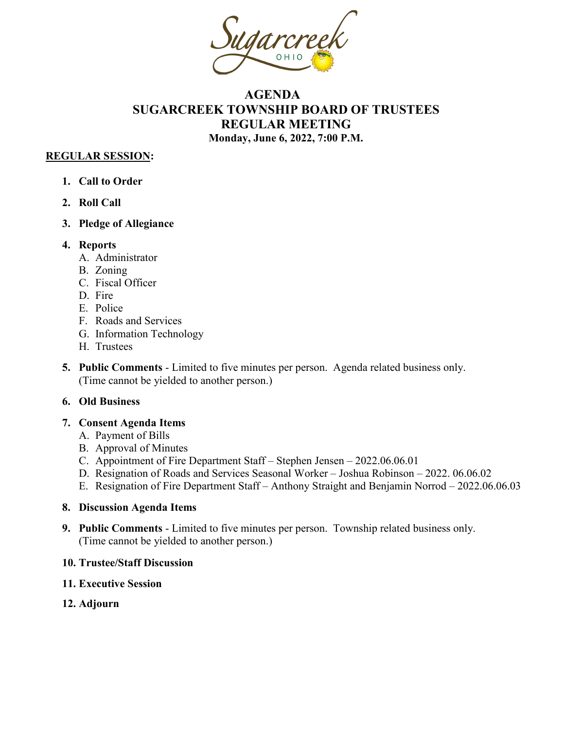# AGENDA
# SUGARCREEK TOWNSHIP BOARD OF TRUSTEES
# REGULAR MEETING

**Monday, June 6, 2022, 7:00 P.M.**

**REGULAR SESSION:**

1. **Call to Order**
2. **Roll Call**
3. **Pledge of Allegiance**
4. **Reports**
   A. Administrator
   B. Zoning
   C. Fiscal Officer
   D. Fire
   E. Police
   F. Roads and Services
   G. Information Technology
   H. Trustees
5. **Public Comments** - Limited to five minutes per person. Agenda related business only. (Time cannot be yielded to another person.)
6. **Old Business**
7. **Consent Agenda Items**
   A. Payment of Bills
   B. Approval of Minutes
   C. Appointment of Fire Department Staff – Stephen Jensen – 2022.06.06.01
   D. Resignation of Roads and Services Seasonal Worker – Joshua Robinson – 2022. 06.06.02
   E. Resignation of Fire Department Staff – Anthony Straight and Benjamin Norrod – 2022.06.06.03
8. **Discussion Agenda Items**
9. **Public Comments** - Limited to five minutes per person. Township related business only. (Time cannot be yielded to another person.)
10. **Trustee/Staff Discussion**
11. **Executive Session**
12. **Adjourn**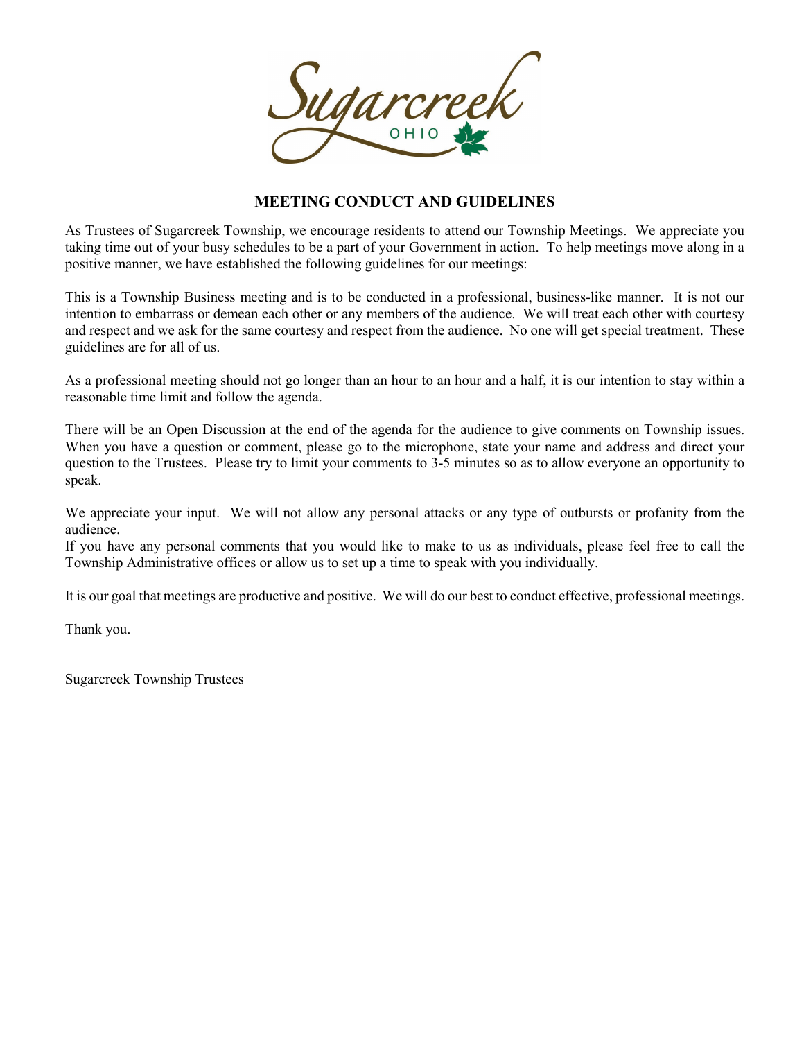Sugarcreek
OHIO

## MEETING CONDUCT AND GUIDELINES

As Trustees of Sugarcreek Township, we encourage residents to attend our Township Meetings. We appreciate you taking time out of your busy schedules to be a part of your Government in action. To help meetings move along in a positive manner, we have established the following guidelines for our meetings:

This is a Township Business meeting and is to be conducted in a professional, business-like manner. It is not our intention to embarrass or demean each other or any members of the audience. We will treat each other with courtesy and respect and we ask for the same courtesy and respect from the audience. No one will get special treatment. These guidelines are for all of us.

As a professional meeting should not go longer than an hour to an hour and a half, it is our intention to stay within a reasonable time limit and follow the agenda.

There will be an Open Discussion at the end of the agenda for the audience to give comments on Township issues. When you have a question or comment, please go to the microphone, state your name and address and direct your question to the Trustees. Please try to limit your comments to 3-5 minutes so as to allow everyone an opportunity to speak.

We appreciate your input. We will not allow any personal attacks or any type of outbursts or profanity from the audience.
If you have any personal comments that you would like to make to us as individuals, please feel free to call the Township Administrative offices or allow us to set up a time to speak with you individually.

It is our goal that meetings are productive and positive. We will do our best to conduct effective, professional meetings.

Thank you.

Sugarcreek Township Trustees